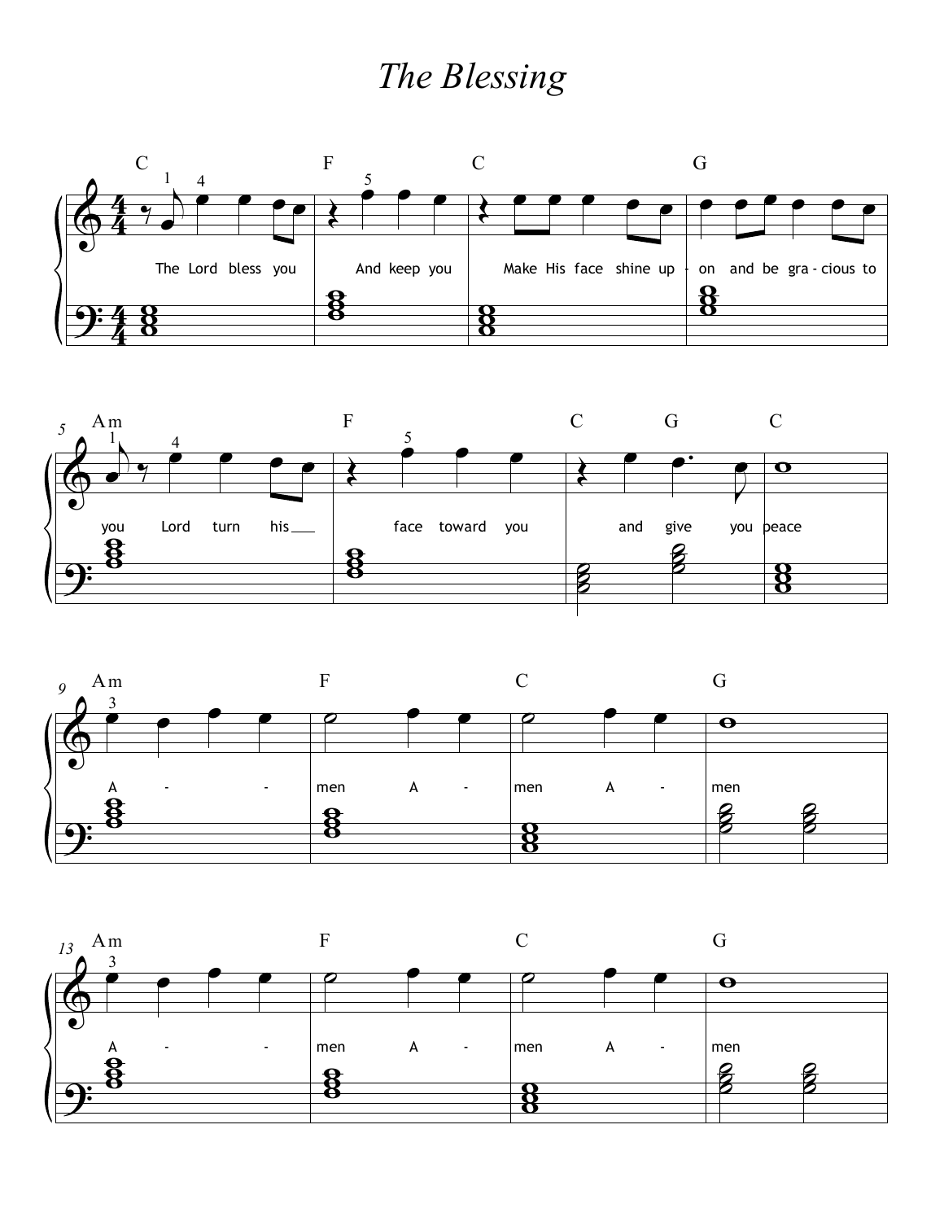# The Blessing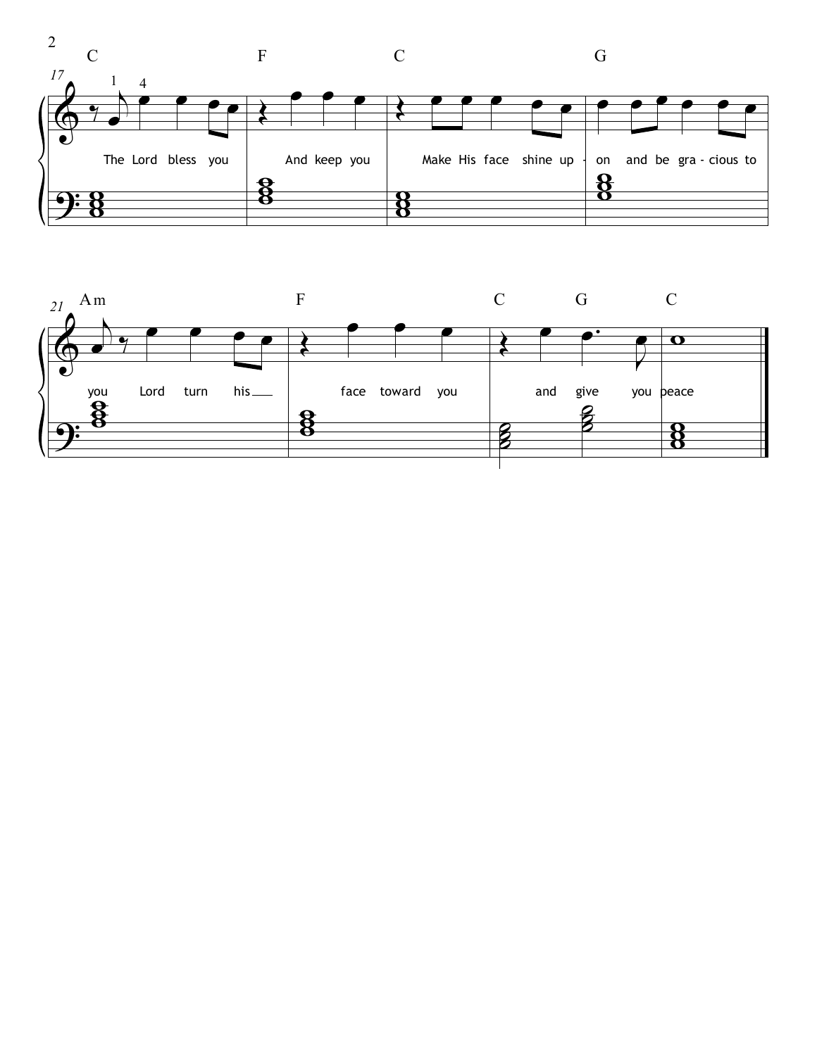C F C G

The Lord bless you And keep you Make His face shine up - on and be gra - cious to

Am F C G C

you Lord turn his face toward you and give you peace